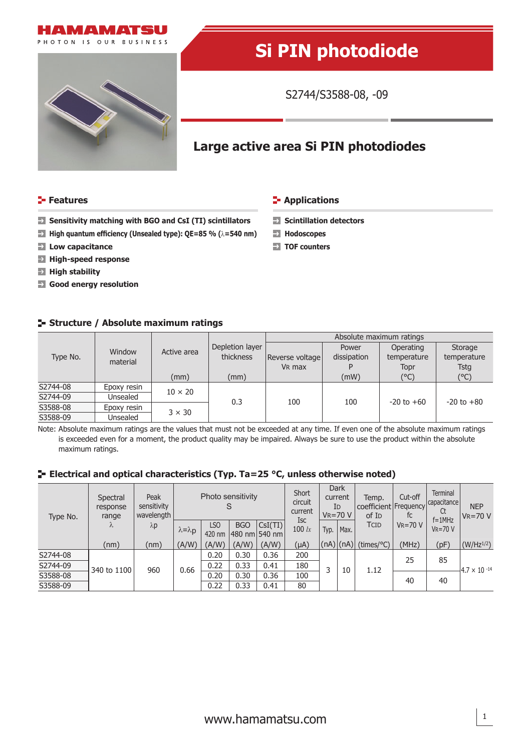# Si PIN photodiode

S2744/S3588-08, -09

## Large active area Si PIN photodiodes

### Features

- Sensitivity matching with BGO and CsI (Tl) scintillators
- High quantum efficiency (Unsealed type): QE=85 % (λ=540 nm)
- Low capacitance
- High-speed response
- High stability
- Good energy resolution

### Applications

- Scintillation detectors
- Hodoscopes
- TOF counters

### Structure / Absolute maximum ratings

| Type No. | Window material | Active area (mm) | Depletion layer thickness (mm) | Absolute maximum ratings: Reverse voltage $V_R$ max | Power dissipation P (mW) | Operating temperature Topr (°C) | Storage temperature Tstg (°C) |
|---|---|---|---|---|---|---|---|
| S2744-08 | Epoxy resin | 10 × 20 | 0.3 | 100 | 100 | -20 to +60 | -20 to +80 |
| S2744-09 | Unsealed | | | | | | |
| S3588-08 | Epoxy resin | 3 × 30 | | | | | |
| S3588-09 | Unsealed | | | | | | |

Note: Absolute maximum ratings are the values that must not be exceeded at any time. If even one of the absolute maximum ratings is exceeded even for a moment, the product quality may be impaired. Always be sure to use the product within the absolute maximum ratings.

### Electrical and optical characteristics (Typ. Ta=25 °C, unless otherwise noted)

| Type No. | Spectral response range λ (nm) | Peak sensitivity wavelength λp (nm) | Photo sensitivity S: λ=λp (A/W) | LSO 420 nm (A/W) | BGO 480 nm (A/W) | CsI(Tl) 540 nm (A/W) | Short circuit current Isc 100 lx (μA) | Dark current ID $V_R$=70 V Typ. (nA) | Max. (nA) | Temp. coefficient of ID TCID (times/°C) | Cut-off frequency fc $V_R$=70 V (MHz) | Terminal capacitance Ct f=1MHz $V_R$=70 V (pF) | NEP $V_R$=70 V (W/Hz^1/2) |
|---|---|---|---|---|---|---|---|---|---|---|---|---|---|
| S2744-08 | 340 to 1100 | 960 | 0.66 | 0.20 | 0.30 | 0.36 | 200 | 3 | 10 | 1.12 | 25 | 85 | $4.7 \times 10^{-14}$ |
| S2744-09 | | | | 0.22 | 0.33 | 0.41 | 180 | | | | | | |
| S3588-08 | | | | 0.20 | 0.30 | 0.36 | 100 | | | | 40 | 40 | |
| S3588-09 | | | | 0.22 | 0.33 | 0.41 | 80 | | | | | | |

www.hamamatsu.com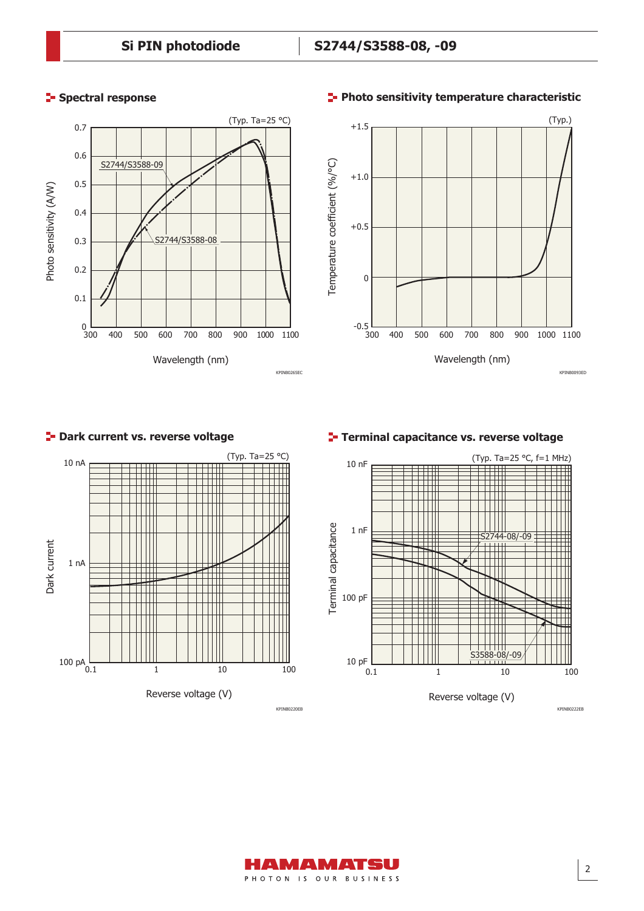## Spectral response

(Typ. Ta=25 °C)

Photo sensitivity (A/W) vs. Wavelength (nm)

S2744/S3588-09

S2744/S3588-08

KPINB0265EC

## Photo sensitivity temperature characteristic

(Typ.)

Temperature coefficient (%/°C) vs. Wavelength (nm)

KPINB0093ED

## Dark current vs. reverse voltage

(Typ. Ta=25 °C)

Dark current vs. Reverse voltage (V)

KPINB0220EB

## Terminal capacitance vs. reverse voltage

(Typ. Ta=25 °C, f=1 MHz)

Terminal capacitance vs. Reverse voltage (V)

S2744-08/-09

S3588-08/-09

KPINB0222EB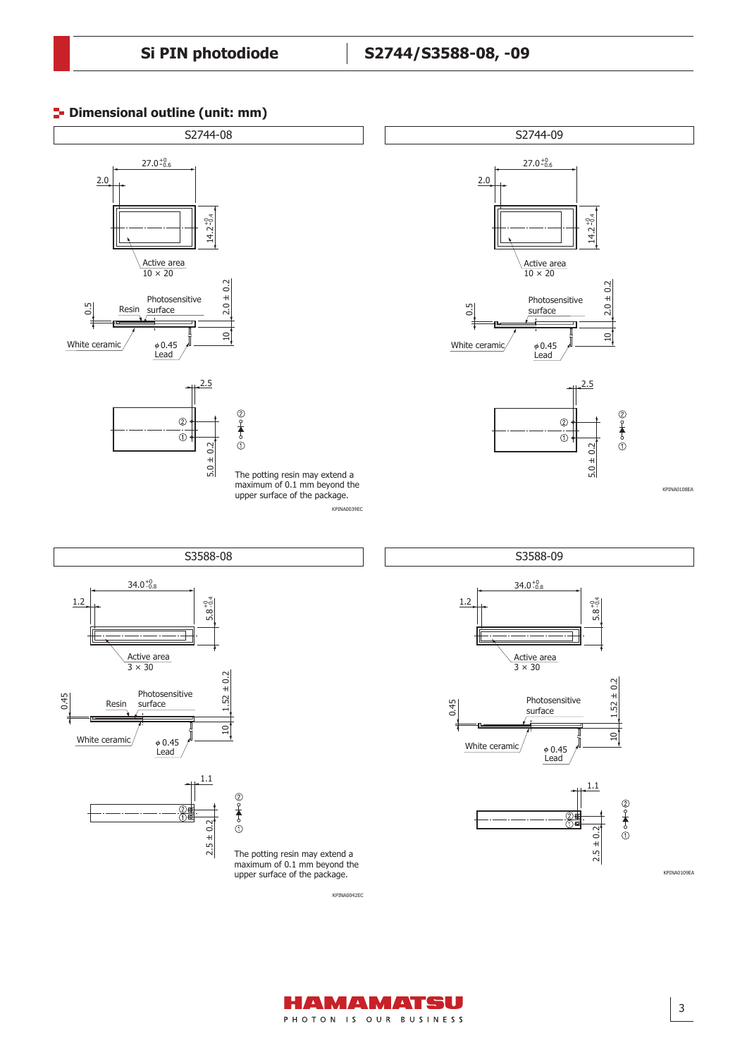## Dimensional outline (unit: mm)

### S2744-08

$27.0^{+0}_{-0.6}$

2.0

$14.2^{+0}_{-0.4}$

Active area
10 × 20

0.5

Resin

Photosensitive surface

2.0 ± 0.2

10

White ceramic

ϕ0.45
Lead

2.5

②

①

5.0 ± 0.2

The potting resin may extend a maximum of 0.1 mm beyond the upper surface of the package.

KPINA0039EC

### S2744-09

$27.0^{+0}_{-0.6}$

2.0

$14.2^{+0}_{-0.4}$

Active area
10 × 20

0.5

Photosensitive surface

2.0 ± 0.2

10

White ceramic

ϕ0.45
Lead

2.5

②

①

5.0 ± 0.2

KPINA0108EA

### S3588-08

$34.0^{+0}_{-0.8}$

1.2

$5.8^{+0}_{-0.4}$

Active area
3 × 30

0.45

Resin

Photosensitive surface

1.52 ± 0.2

10

White ceramic

ϕ0.45
Lead

1.1

②

①

2.5 ± 0.2

The potting resin may extend a maximum of 0.1 mm beyond the upper surface of the package.

KPINA0042EC

### S3588-09

$34.0^{+0}_{-0.8}$

1.2

$5.8^{+0}_{-0.4}$

Active area
3 × 30

0.45

Photosensitive surface

1.52 ± 0.2

10

White ceramic

ϕ0.45
Lead

1.1

②

①

2.5 ± 0.2

KPINA0109EA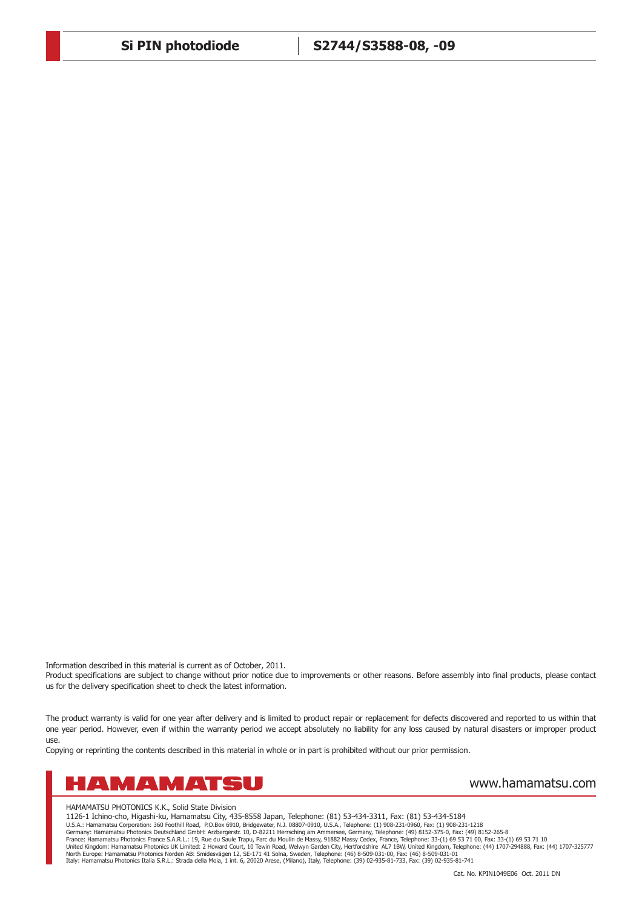Information described in this material is current as of October, 2011.

Product specifications are subject to change without prior notice due to improvements or other reasons. Before assembly into final products, please contact us for the delivery specification sheet to check the latest information.

The product warranty is valid for one year after delivery and is limited to product repair or replacement for defects discovered and reported to us within that one year period. However, even if within the warranty period we accept absolutely no liability for any loss caused by natural disasters or improper product use.

Copying or reprinting the contents described in this material in whole or in part is prohibited without our prior permission.

**HAMAMATSU**

www.hamamatsu.com

HAMAMATSU PHOTONICS K.K., Solid State Division

1126-1 Ichino-cho, Higashi-ku, Hamamatsu City, 435-8558 Japan, Telephone: (81) 53-434-3311, Fax: (81) 53-434-5184

U.S.A.: Hamamatsu Corporation: 360 Foothill Road, P.O.Box 6910, Bridgewater, N.J. 08807-0910, U.S.A., Telephone: (1) 908-231-0960, Fax: (1) 908-231-1218

Germany: Hamamatsu Photonics Deutschland GmbH: Arzbergerstr. 10, D-82211 Herrsching am Ammersee, Germany, Telephone: (49) 8152-375-0, Fax: (49) 8152-265-8

France: Hamamatsu Photonics France S.A.R.L.: 19, Rue du Saule Trapu, Parc du Moulin de Massy, 91882 Massy Cedex, France, Telephone: 33-(1) 69 53 71 00, Fax: 33-(1) 69 53 71 10

United Kingdom: Hamamatsu Photonics UK Limited: 2 Howard Court, 10 Tewin Road, Welwyn Garden City, Hertfordshire AL7 1BW, United Kingdom, Telephone: (44) 1707-294888, Fax: (44) 1707-325777

North Europe: Hamamatsu Photonics Norden AB: Smidesvägen 12, SE-171 41 Solna, Sweden, Telephone: (46) 8-509-031-00, Fax: (46) 8-509-031-01

Italy: Hamamatsu Photonics Italia S.R.L.: Strada della Moia, 1 int. 6, 20020 Arese, (Milano), Italy, Telephone: (39) 02-935-81-733, Fax: (39) 02-935-81-741

Cat. No. KPIN1049E06 Oct. 2011 DN